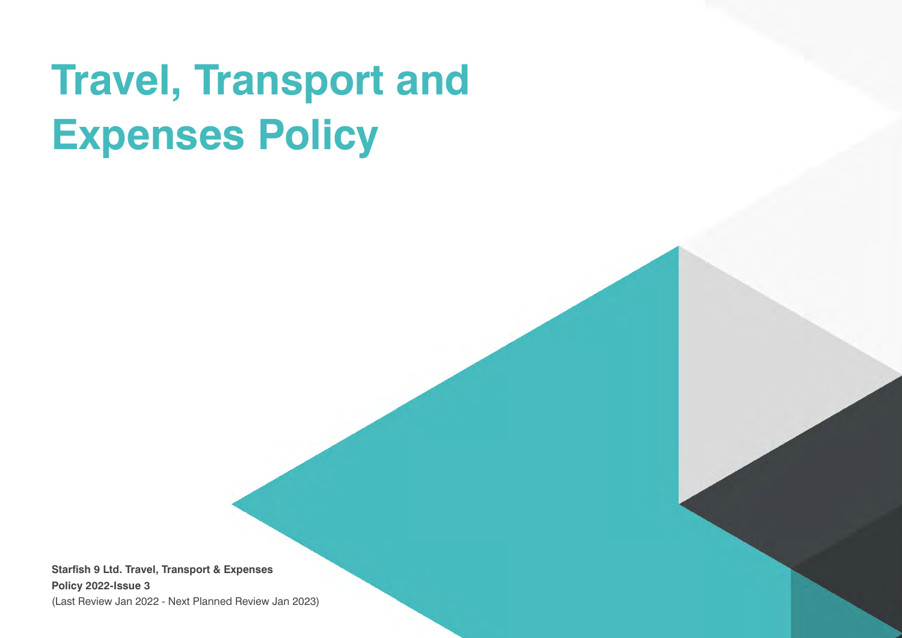# Travel, Transport and Expenses Policy

**Starfish 9 Ltd. Travel, Transport & Expenses Policy 2022-Issue 3**
(Last Review Jan 2022 - Next Planned Review Jan 2023)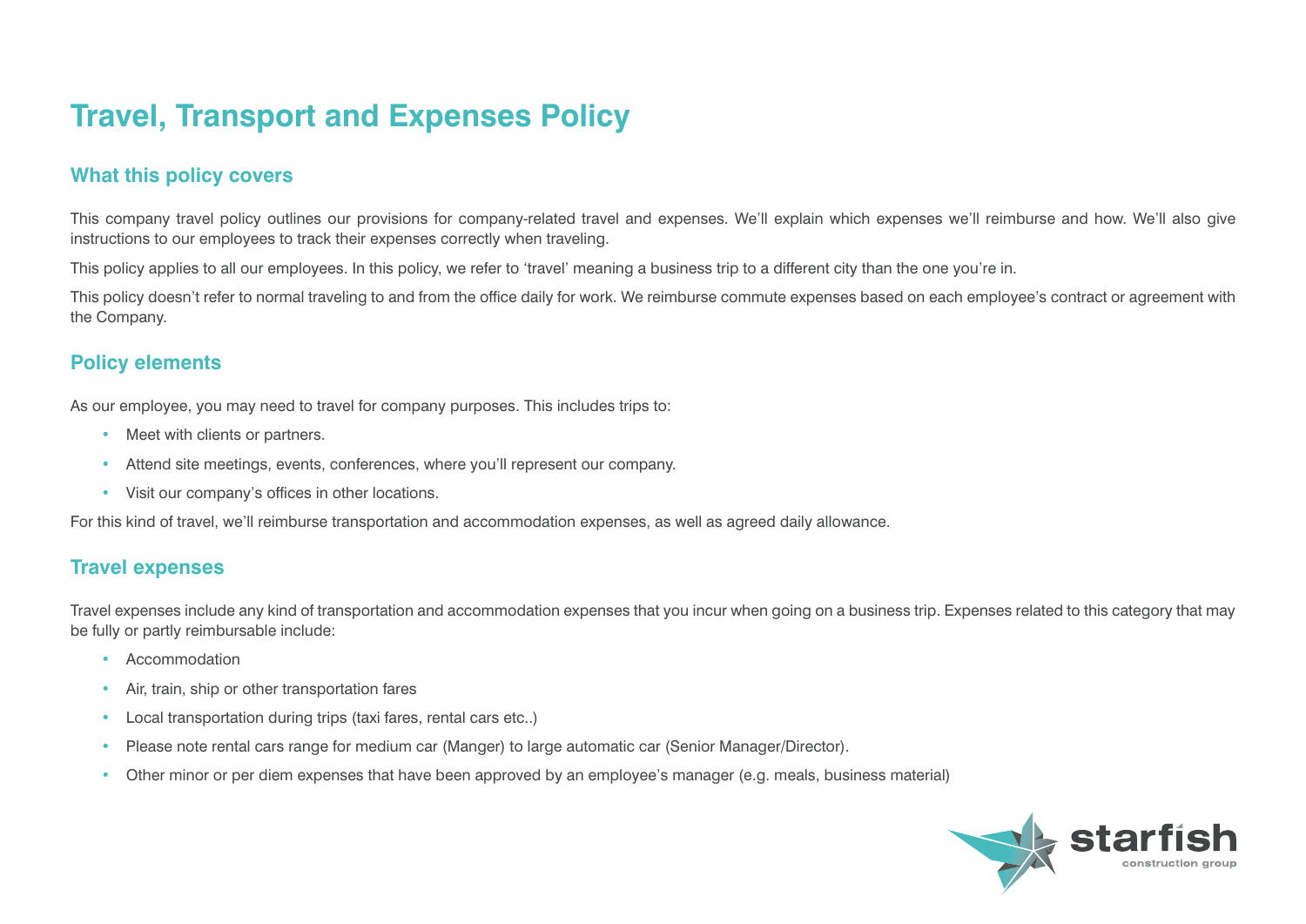# Travel, Transport and Expenses Policy

## What this policy covers

This company travel policy outlines our provisions for company-related travel and expenses. We'll explain which expenses we'll reimburse and how. We'll also give instructions to our employees to track their expenses correctly when traveling.

This policy applies to all our employees. In this policy, we refer to 'travel' meaning a business trip to a different city than the one you're in.

This policy doesn't refer to normal traveling to and from the office daily for work. We reimburse commute expenses based on each employee's contract or agreement with the Company.

## Policy elements

As our employee, you may need to travel for company purposes. This includes trips to:

- Meet with clients or partners.
- Attend site meetings, events, conferences, where you'll represent our company.
- Visit our company's offices in other locations.

For this kind of travel, we'll reimburse transportation and accommodation expenses, as well as agreed daily allowance.

## Travel expenses

Travel expenses include any kind of transportation and accommodation expenses that you incur when going on a business trip. Expenses related to this category that may be fully or partly reimbursable include:

- Accommodation
- Air, train, ship or other transportation fares
- Local transportation during trips (taxi fares, rental cars etc..)
- Please note rental cars range for medium car (Manger) to large automatic car (Senior Manager/Director).
- Other minor or per diem expenses that have been approved by an employee's manager (e.g. meals, business material)

starfish
construction group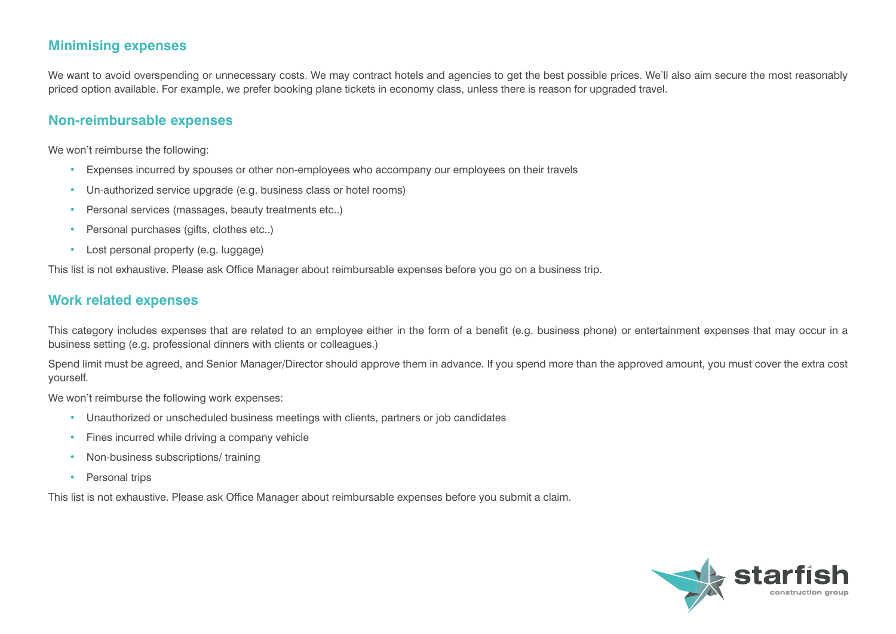## Minimising expenses

We want to avoid overspending or unnecessary costs. We may contract hotels and agencies to get the best possible prices. We'll also aim secure the most reasonably priced option available. For example, we prefer booking plane tickets in economy class, unless there is reason for upgraded travel.

## Non-reimbursable expenses

We won't reimburse the following:

- Expenses incurred by spouses or other non-employees who accompany our employees on their travels
- Un-authorized service upgrade (e.g. business class or hotel rooms)
- Personal services (massages, beauty treatments etc..)
- Personal purchases (gifts, clothes etc..)
- Lost personal property (e.g. luggage)

This list is not exhaustive. Please ask Office Manager about reimbursable expenses before you go on a business trip.

## Work related expenses

This category includes expenses that are related to an employee either in the form of a benefit (e.g. business phone) or entertainment expenses that may occur in a business setting (e.g. professional dinners with clients or colleagues.)

Spend limit must be agreed, and Senior Manager/Director should approve them in advance. If you spend more than the approved amount, you must cover the extra cost yourself.

We won't reimburse the following work expenses:

- Unauthorized or unscheduled business meetings with clients, partners or job candidates
- Fines incurred while driving a company vehicle
- Non-business subscriptions/ training
- Personal trips

This list is not exhaustive. Please ask Office Manager about reimbursable expenses before you submit a claim.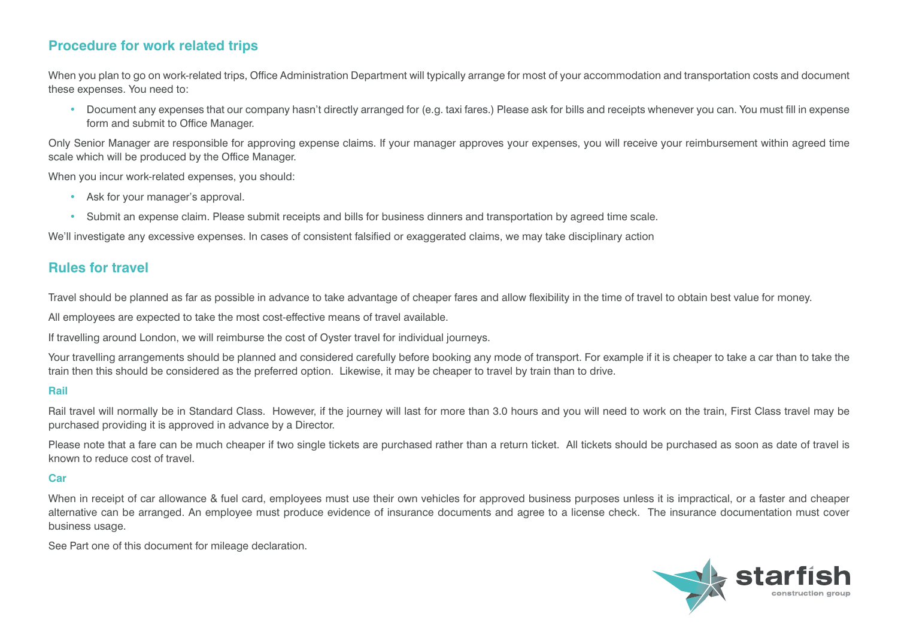## Procedure for work related trips

When you plan to go on work-related trips, Office Administration Department will typically arrange for most of your accommodation and transportation costs and document these expenses. You need to:

- Document any expenses that our company hasn't directly arranged for (e.g. taxi fares.) Please ask for bills and receipts whenever you can. You must fill in expense form and submit to Office Manager.

Only Senior Manager are responsible for approving expense claims. If your manager approves your expenses, you will receive your reimbursement within agreed time scale which will be produced by the Office Manager.

When you incur work-related expenses, you should:

- Ask for your manager's approval.
- Submit an expense claim. Please submit receipts and bills for business dinners and transportation by agreed time scale.

We'll investigate any excessive expenses. In cases of consistent falsified or exaggerated claims, we may take disciplinary action

## Rules for travel

Travel should be planned as far as possible in advance to take advantage of cheaper fares and allow flexibility in the time of travel to obtain best value for money.

All employees are expected to take the most cost-effective means of travel available.

If travelling around London, we will reimburse the cost of Oyster travel for individual journeys.

Your travelling arrangements should be planned and considered carefully before booking any mode of transport. For example if it is cheaper to take a car than to take the train then this should be considered as the preferred option. Likewise, it may be cheaper to travel by train than to drive.

### Rail

Rail travel will normally be in Standard Class. However, if the journey will last for more than 3.0 hours and you will need to work on the train, First Class travel may be purchased providing it is approved in advance by a Director.

Please note that a fare can be much cheaper if two single tickets are purchased rather than a return ticket. All tickets should be purchased as soon as date of travel is known to reduce cost of travel.

### Car

When in receipt of car allowance & fuel card, employees must use their own vehicles for approved business purposes unless it is impractical, or a faster and cheaper alternative can be arranged. An employee must produce evidence of insurance documents and agree to a license check. The insurance documentation must cover business usage.

See Part one of this document for mileage declaration.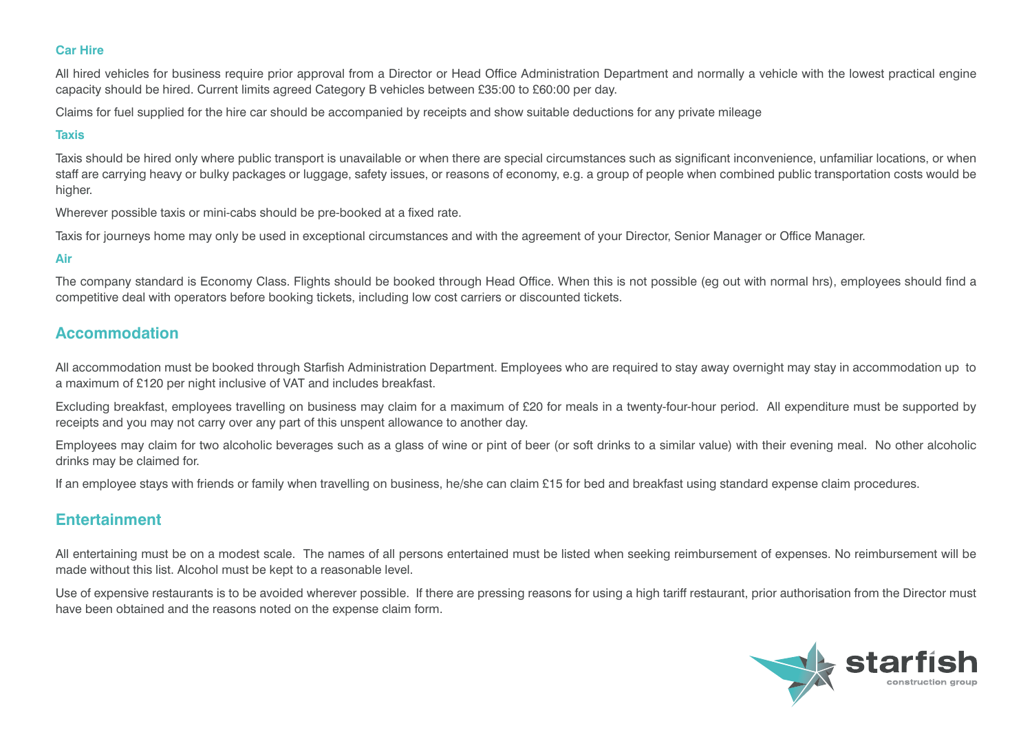### Car Hire

All hired vehicles for business require prior approval from a Director or Head Office Administration Department and normally a vehicle with the lowest practical engine capacity should be hired. Current limits agreed Category B vehicles between £35:00 to £60:00 per day.

Claims for fuel supplied for the hire car should be accompanied by receipts and show suitable deductions for any private mileage

### Taxis

Taxis should be hired only where public transport is unavailable or when there are special circumstances such as significant inconvenience, unfamiliar locations, or when staff are carrying heavy or bulky packages or luggage, safety issues, or reasons of economy, e.g. a group of people when combined public transportation costs would be higher.

Wherever possible taxis or mini-cabs should be pre-booked at a fixed rate.

Taxis for journeys home may only be used in exceptional circumstances and with the agreement of your Director, Senior Manager or Office Manager.

### Air

The company standard is Economy Class. Flights should be booked through Head Office. When this is not possible (eg out with normal hrs), employees should find a competitive deal with operators before booking tickets, including low cost carriers or discounted tickets.

## Accommodation

All accommodation must be booked through Starfish Administration Department. Employees who are required to stay away overnight may stay in accommodation up to a maximum of £120 per night inclusive of VAT and includes breakfast.

Excluding breakfast, employees travelling on business may claim for a maximum of £20 for meals in a twenty-four-hour period. All expenditure must be supported by receipts and you may not carry over any part of this unspent allowance to another day.

Employees may claim for two alcoholic beverages such as a glass of wine or pint of beer (or soft drinks to a similar value) with their evening meal. No other alcoholic drinks may be claimed for.

If an employee stays with friends or family when travelling on business, he/she can claim £15 for bed and breakfast using standard expense claim procedures.

## Entertainment

All entertaining must be on a modest scale. The names of all persons entertained must be listed when seeking reimbursement of expenses. No reimbursement will be made without this list. Alcohol must be kept to a reasonable level.

Use of expensive restaurants is to be avoided wherever possible. If there are pressing reasons for using a high tariff restaurant, prior authorisation from the Director must have been obtained and the reasons noted on the expense claim form.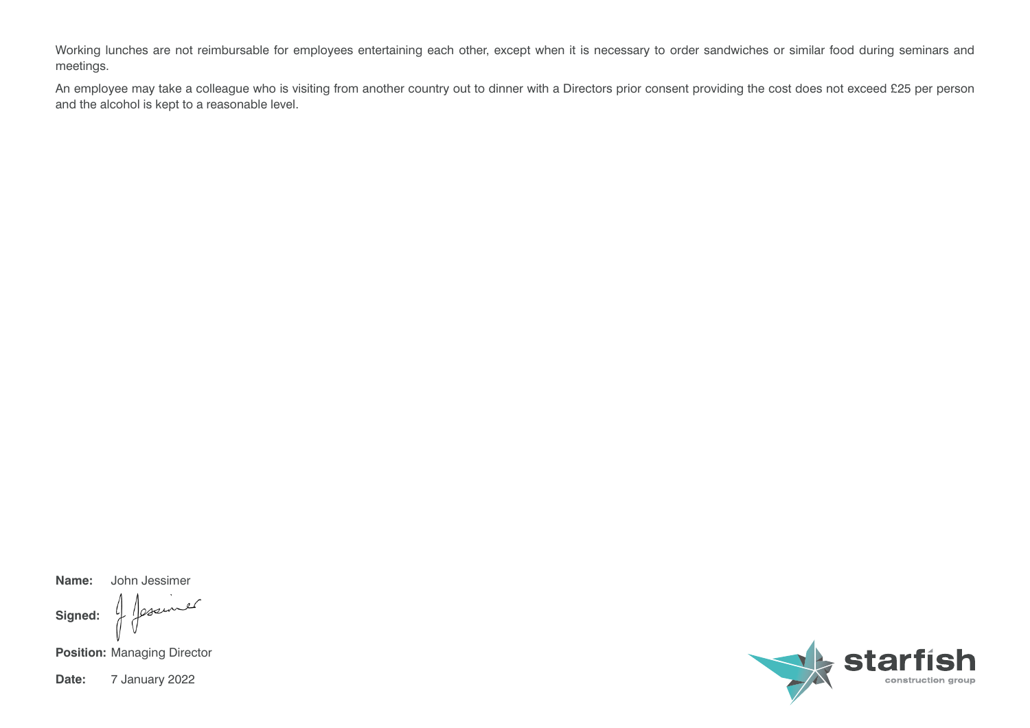Working lunches are not reimbursable for employees entertaining each other, except when it is necessary to order sandwiches or similar food during seminars and meetings.

An employee may take a colleague who is visiting from another country out to dinner with a Directors prior consent providing the cost does not exceed £25 per person and the alcohol is kept to a reasonable level.

**Name:** John Jessimer

**Signed:**

**Position:** Managing Director

**Date:** 7 January 2022